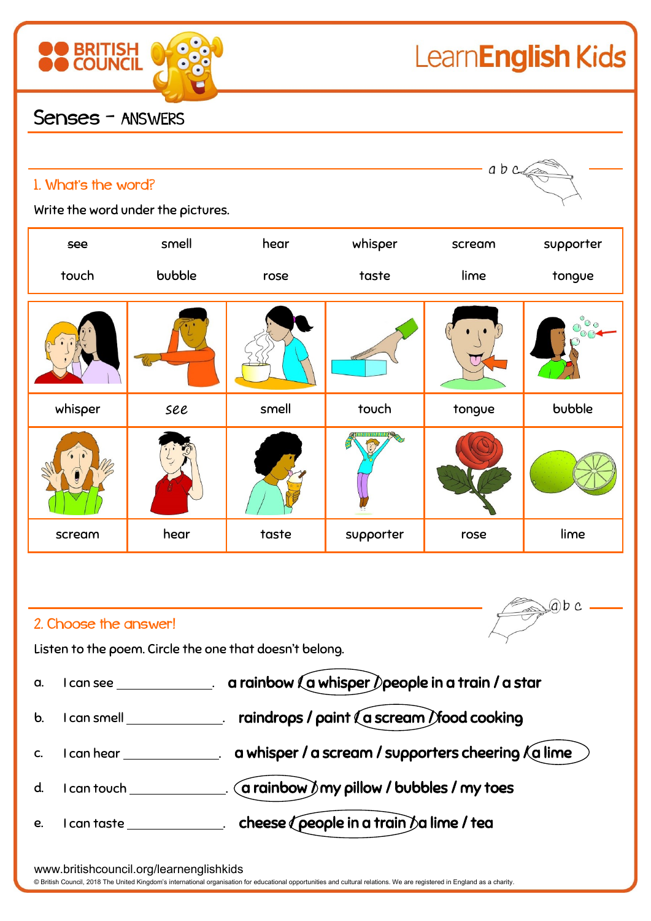BRITISH COUNCIL

LearnEnglish Kids

# Senses – ANSWERS

## 1. What's the word?

Write the word under the pictures.

| | | | | | |
|---|---|---|---|---|---|
| ~~see~~ | smell | hear | whisper | scream | supporter |
| touch | bubble | rose | taste | lime | tongue |

| | | | | | |
|---|---|---|---|---|---|
| whisper | see | smell | touch | tongue | bubble |
| scream | hear | taste | supporter | rose | lime |

## 2. Choose the answer!

Listen to the poem. Circle the one that doesn't belong.

a. I can see ______________. a rainbow / (a whisper) / people in a train / a star

b. I can smell ______________. raindrops / paint / (a scream) / food cooking

c. I can hear ______________. a whisper / a scream / supporters cheering / (a lime)

d. I can touch ______________. (a rainbow) / my pillow / bubbles / my toes

e. I can taste ______________. cheese / (people in a train) / a lime / tea

www.britishcouncil.org/learnenglishkids

© British Council, 2018 The United Kingdom's international organisation for educational opportunities and cultural relations. We are registered in England as a charity.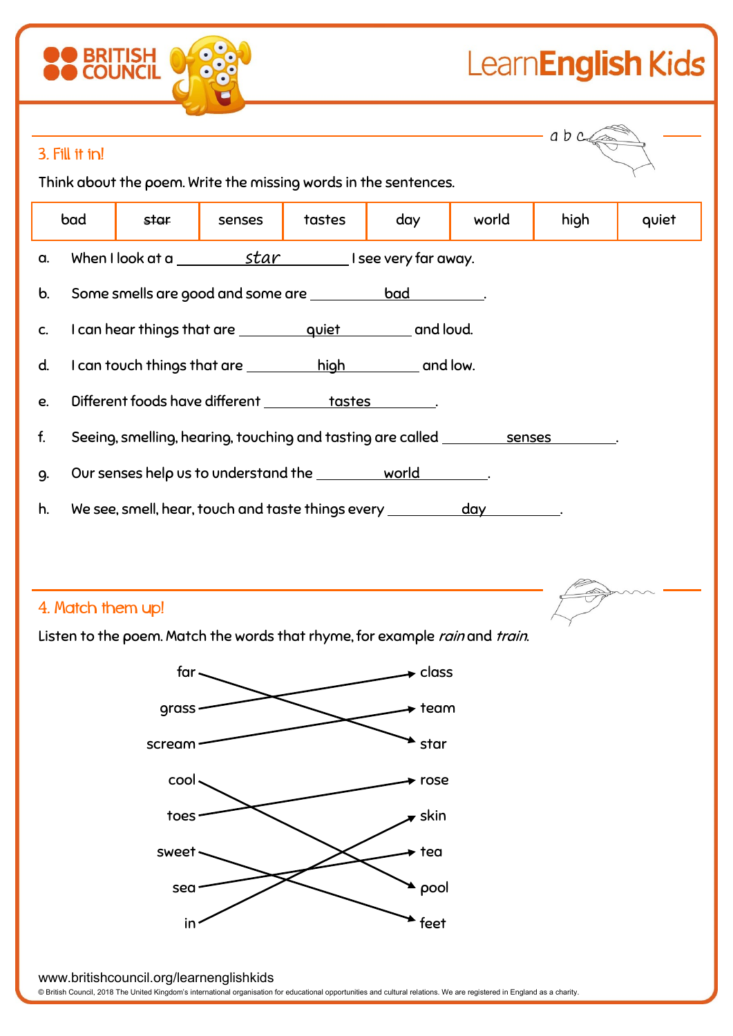## 3. Fill it in!

Think about the poem. Write the missing words in the sentences.

| bad | ~~star~~ | senses | tastes | day | world | high | quiet |
|---|---|---|---|---|---|---|---|

a. When I look at a ___star___ I see very far away.

b. Some smells are good and some are ___bad___.

c. I can hear things that are ___quiet___ and loud.

d. I can touch things that are ___high___ and low.

e. Different foods have different ___tastes___.

f. Seeing, smelling, hearing, touching and tasting are called ___senses___.

g. Our senses help us to understand the ___world___.

h. We see, smell, hear, touch and taste things every ___day___.

## 4. Match them up!

Listen to the poem. Match the words that rhyme, for example *rain* and *train*.

| | |
|---|---|
| far | star |
| grass | class |
| scream | team |
| cool | pool |
| toes | rose |
| sweet | feet |
| sea | tea |
| in | skin |

www.britishcouncil.org/learnenglishkids

© British Council, 2018 The United Kingdom's international organisation for educational opportunities and cultural relations. We are registered in England as a charity.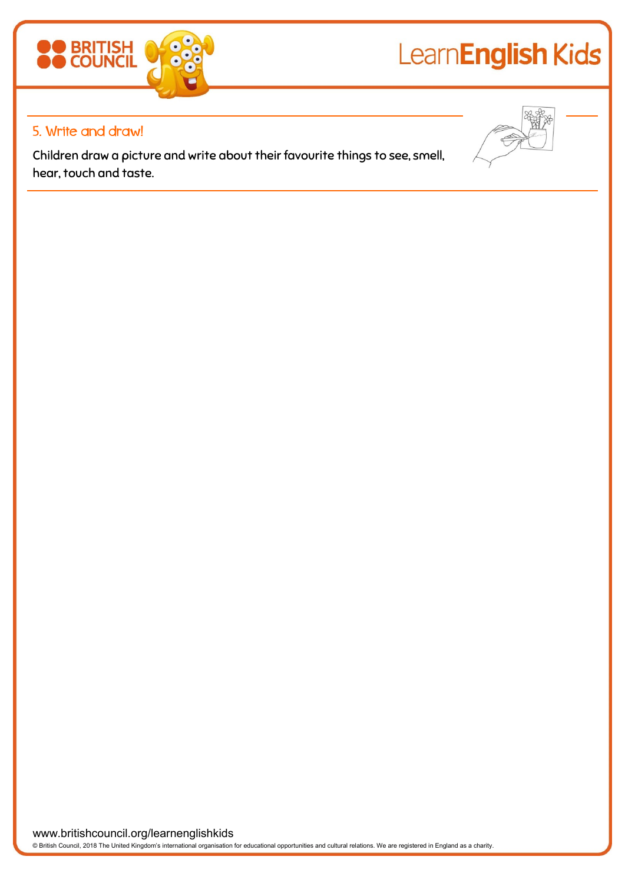## 5. Write and draw!

**Children draw a picture and write about their favourite things to see, smell, hear, touch and taste.**